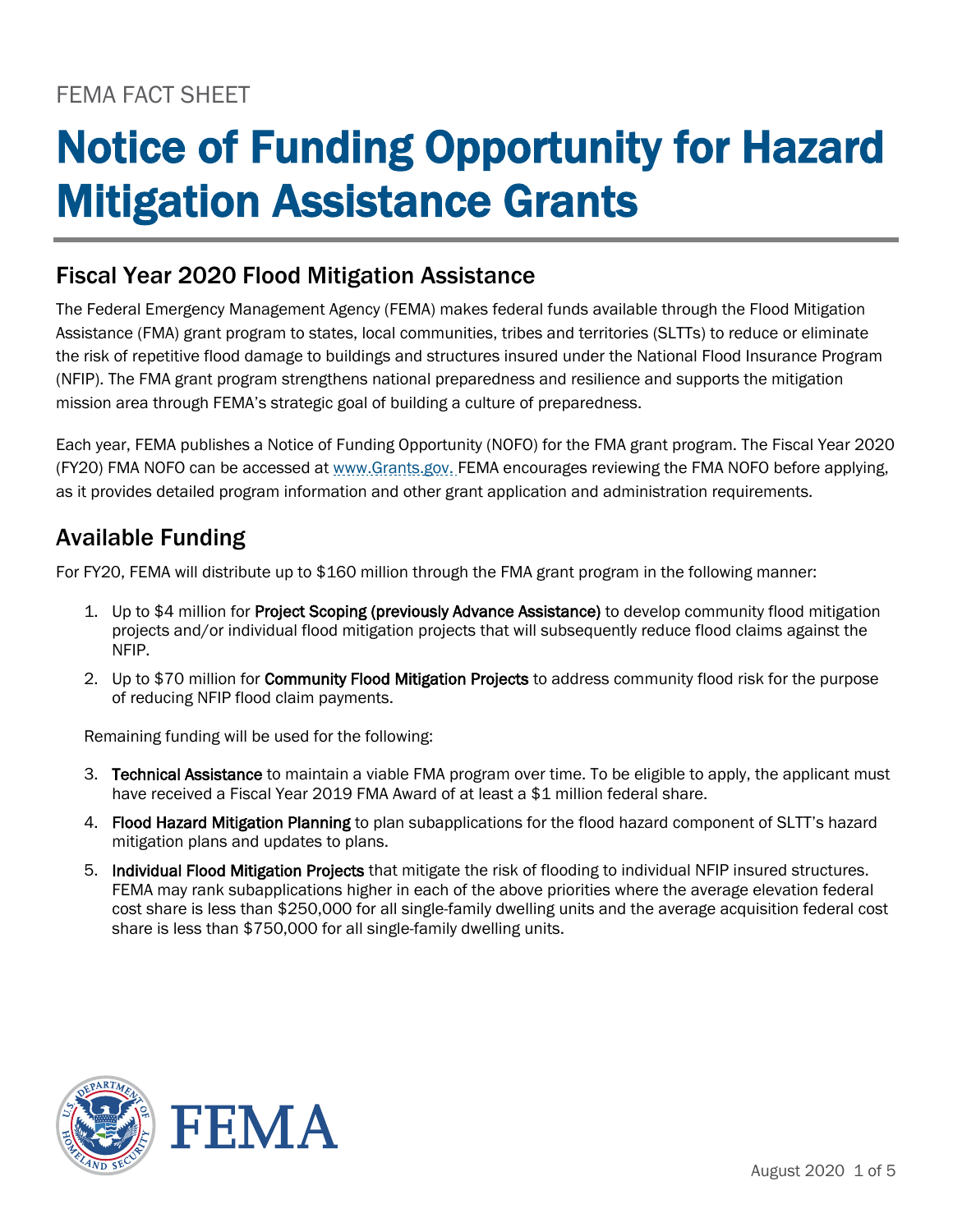FEMA FACT SHEET

# Notice of Funding Opportunity for Hazard Mitigation Assistance Grants

## Fiscal Year 2020 Flood Mitigation Assistance

The Federal Emergency Management Agency (FEMA) makes federal funds available through the Flood Mitigation Assistance (FMA) grant program to states, local communities, tribes and territories (SLTTs) to reduce or eliminate the risk of repetitive flood damage to buildings and structures insured under the National Flood Insurance Program (NFIP). The FMA grant program strengthens national preparedness and resilience and supports the mitigation mission area through FEMA's strategic goal of building a culture of preparedness.

Each year, FEMA publishes a Notice of Funding Opportunity (NOFO) for the FMA grant program. The Fiscal Year 2020 (FY20) FMA NOFO can be accessed at www.Grants.gov. FEMA encourages reviewing the FMA NOFO before applying, as it provides detailed program information and other grant application and administration requirements.

## Available Funding

For FY20, FEMA will distribute up to $160 million through the FMA grant program in the following manner:

1. Up to $4 million for **Project Scoping (previously Advance Assistance)** to develop community flood mitigation projects and/or individual flood mitigation projects that will subsequently reduce flood claims against the NFIP.
2. Up to $70 million for **Community Flood Mitigation Projects** to address community flood risk for the purpose of reducing NFIP flood claim payments.

Remaining funding will be used for the following:

3. **Technical Assistance** to maintain a viable FMA program over time. To be eligible to apply, the applicant must have received a Fiscal Year 2019 FMA Award of at least a $1 million federal share.
4. **Flood Hazard Mitigation Planning** to plan subapplications for the flood hazard component of SLTT's hazard mitigation plans and updates to plans.
5. **Individual Flood Mitigation Projects** that mitigate the risk of flooding to individual NFIP insured structures. FEMA may rank subapplications higher in each of the above priorities where the average elevation federal cost share is less than $250,000 for all single-family dwelling units and the average acquisition federal cost share is less than $750,000 for all single-family dwelling units.

August 2020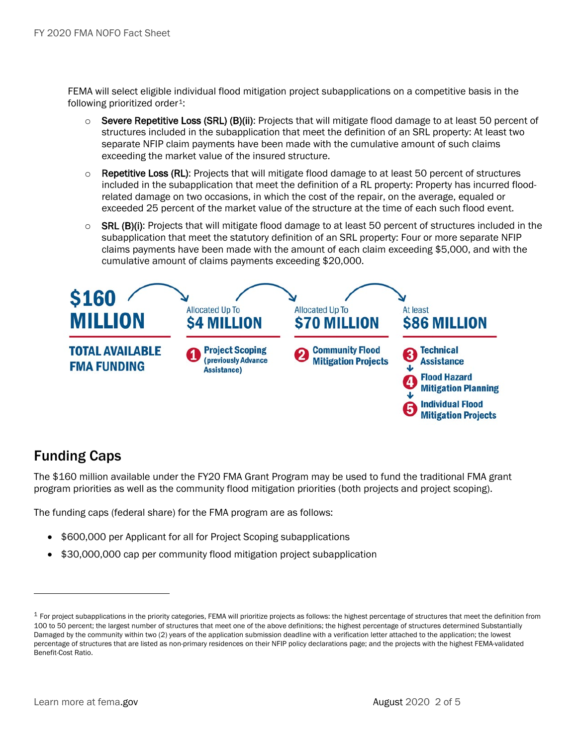FEMA will select eligible individual flood mitigation project subapplications on a competitive basis in the following prioritized order[1]:

- **Severe Repetitive Loss (SRL) (B)(ii)**: Projects that will mitigate flood damage to at least 50 percent of structures included in the subapplication that meet the definition of an SRL property: At least two separate NFIP claim payments have been made with the cumulative amount of such claims exceeding the market value of the insured structure.
- **Repetitive Loss (RL)**: Projects that will mitigate flood damage to at least 50 percent of structures included in the subapplication that meet the definition of a RL property: Property has incurred flood-related damage on two occasions, in which the cost of the repair, on the average, equaled or exceeded 25 percent of the market value of the structure at the time of each such flood event.
- **SRL (B)(i)**: Projects that will mitigate flood damage to at least 50 percent of structures included in the subapplication that meet the statutory definition of an SRL property: Four or more separate NFIP claims payments have been made with the amount of each claim exceeding $5,000, and with the cumulative amount of claims payments exceeding $20,000.

**$160 MILLION** — TOTAL AVAILABLE FMA FUNDING

- Allocated Up To **$4 MILLION** — 1. Project Scoping (previously Advance Assistance)
- Allocated Up To **$70 MILLION** — 2. Community Flood Mitigation Projects
- At least **$86 MILLION** — 3. Technical Assistance → 4. Flood Hazard Mitigation Planning → 5. Individual Flood Mitigation Projects

## Funding Caps

The $160 million available under the FY20 FMA Grant Program may be used to fund the traditional FMA grant program priorities as well as the community flood mitigation priorities (both projects and project scoping).

The funding caps (federal share) for the FMA program are as follows:

- $600,000 per Applicant for all for Project Scoping subapplications
- $30,000,000 cap per community flood mitigation project subapplication

[1] For project subapplications in the priority categories, FEMA will prioritize projects as follows: the highest percentage of structures that meet the definition from 100 to 50 percent; the largest number of structures that meet one of the above definitions; the highest percentage of structures determined Substantially Damaged by the community within two (2) years of the application submission deadline with a verification letter attached to the application; the lowest percentage of structures that are listed as non-primary residences on their NFIP policy declarations page; and the projects with the highest FEMA-validated Benefit-Cost Ratio.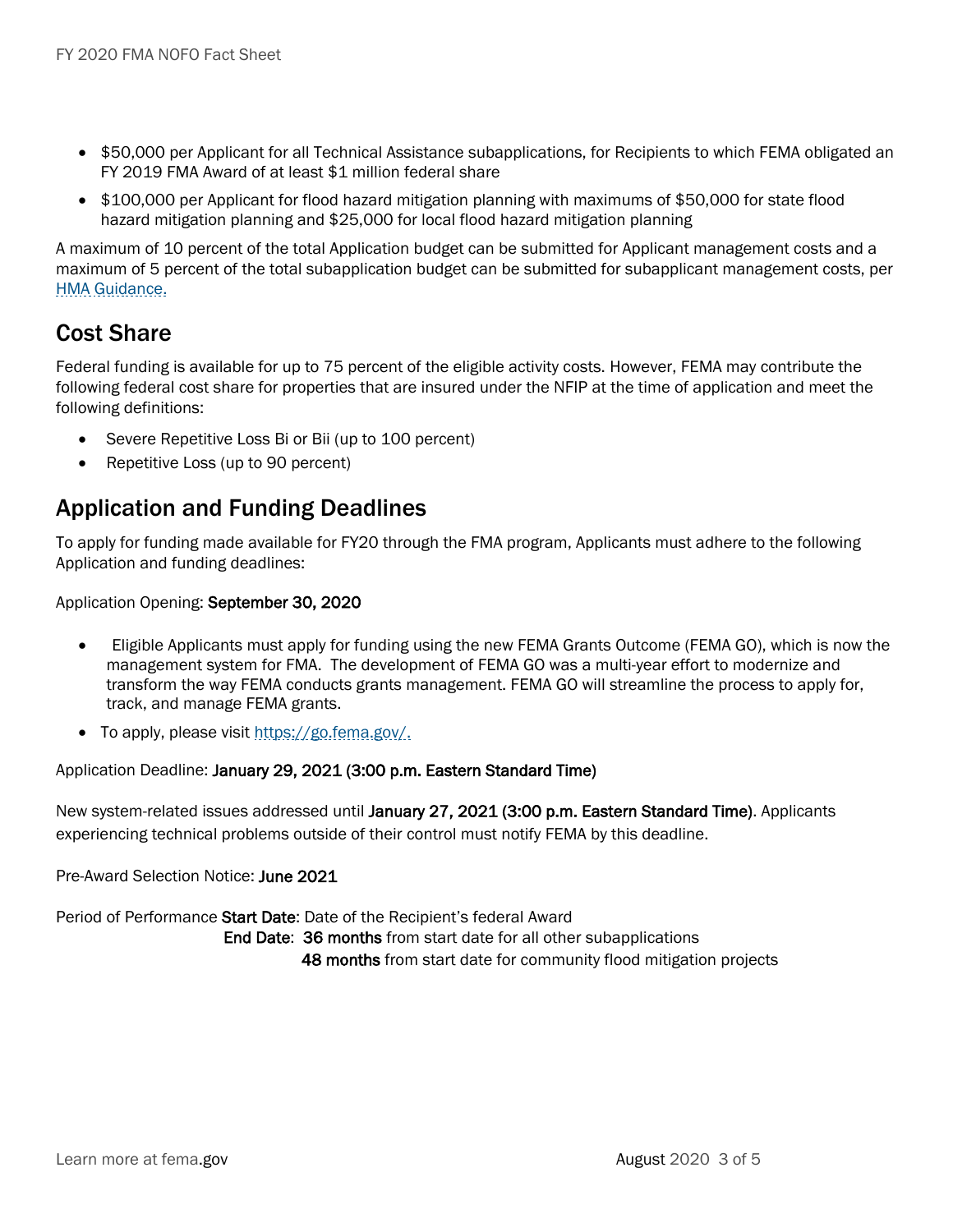- $50,000 per Applicant for all Technical Assistance subapplications, for Recipients to which FEMA obligated an FY 2019 FMA Award of at least $1 million federal share
- $100,000 per Applicant for flood hazard mitigation planning with maximums of $50,000 for state flood hazard mitigation planning and $25,000 for local flood hazard mitigation planning

A maximum of 10 percent of the total Application budget can be submitted for Applicant management costs and a maximum of 5 percent of the total subapplication budget can be submitted for subapplicant management costs, per [HMA Guidance.](HMA Guidance)

## Cost Share

Federal funding is available for up to 75 percent of the eligible activity costs. However, FEMA may contribute the following federal cost share for properties that are insured under the NFIP at the time of application and meet the following definitions:

- Severe Repetitive Loss Bi or Bii (up to 100 percent)
- Repetitive Loss (up to 90 percent)

## Application and Funding Deadlines

To apply for funding made available for FY20 through the FMA program, Applicants must adhere to the following Application and funding deadlines:

Application Opening: **September 30, 2020**

- Eligible Applicants must apply for funding using the new FEMA Grants Outcome (FEMA GO), which is now the management system for FMA. The development of FEMA GO was a multi-year effort to modernize and transform the way FEMA conducts grants management. FEMA GO will streamline the process to apply for, track, and manage FEMA grants.
- To apply, please visit https://go.fema.gov/.

Application Deadline: **January 29, 2021 (3:00 p.m. Eastern Standard Time)**

New system-related issues addressed until **January 27, 2021 (3:00 p.m. Eastern Standard Time)**. Applicants experiencing technical problems outside of their control must notify FEMA by this deadline.

Pre-Award Selection Notice: **June 2021**

Period of Performance **Start Date**: Date of the Recipient's federal Award
**End Date**: **36 months** from start date for all other subapplications
**48 months** from start date for community flood mitigation projects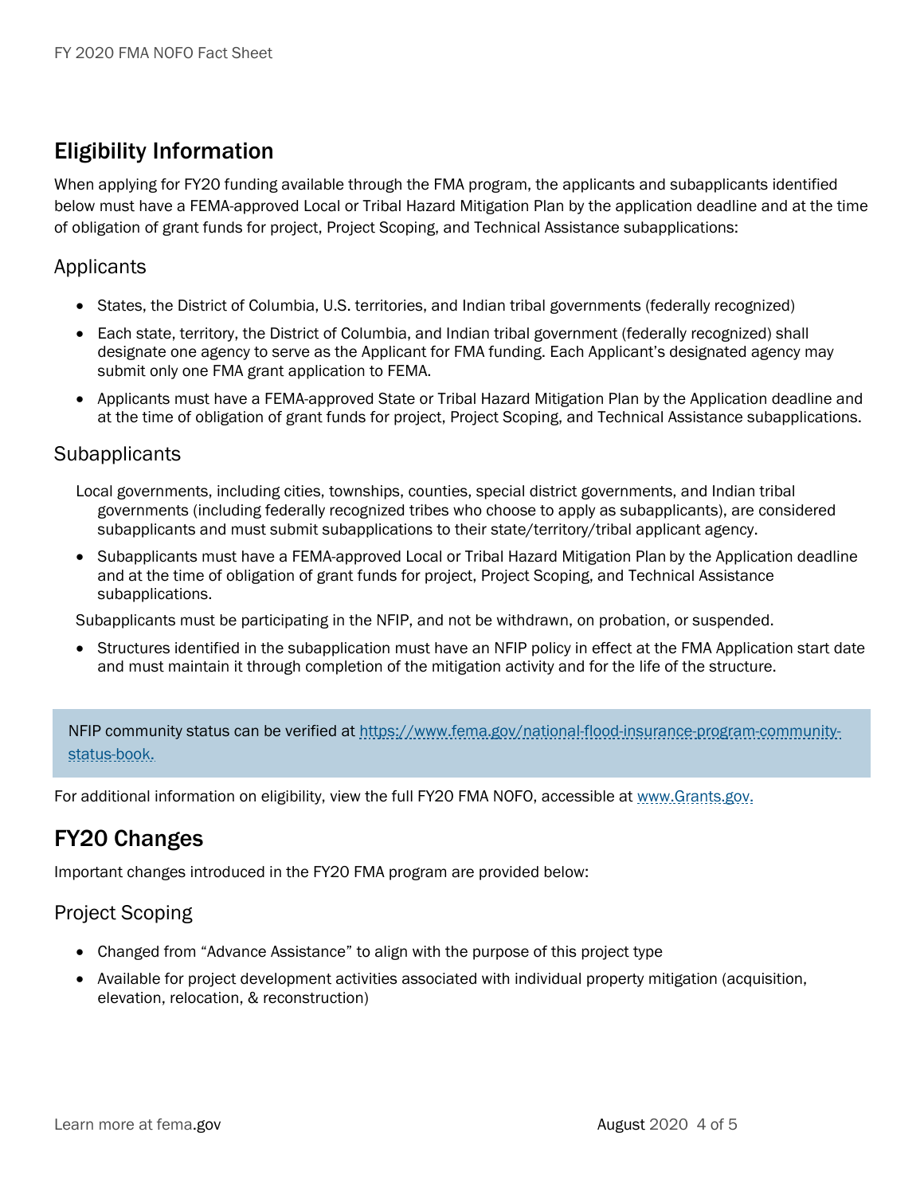## Eligibility Information

When applying for FY20 funding available through the FMA program, the applicants and subapplicants identified below must have a FEMA-approved Local or Tribal Hazard Mitigation Plan by the application deadline and at the time of obligation of grant funds for project, Project Scoping, and Technical Assistance subapplications:

### Applicants

- States, the District of Columbia, U.S. territories, and Indian tribal governments (federally recognized)
- Each state, territory, the District of Columbia, and Indian tribal government (federally recognized) shall designate one agency to serve as the Applicant for FMA funding. Each Applicant's designated agency may submit only one FMA grant application to FEMA.
- Applicants must have a FEMA-approved State or Tribal Hazard Mitigation Plan by the Application deadline and at the time of obligation of grant funds for project, Project Scoping, and Technical Assistance subapplications.

### Subapplicants

Local governments, including cities, townships, counties, special district governments, and Indian tribal governments (including federally recognized tribes who choose to apply as subapplicants), are considered subapplicants and must submit subapplications to their state/territory/tribal applicant agency.

- Subapplicants must have a FEMA-approved Local or Tribal Hazard Mitigation Plan by the Application deadline and at the time of obligation of grant funds for project, Project Scoping, and Technical Assistance subapplications.

Subapplicants must be participating in the NFIP, and not be withdrawn, on probation, or suspended.

- Structures identified in the subapplication must have an NFIP policy in effect at the FMA Application start date and must maintain it through completion of the mitigation activity and for the life of the structure.

NFIP community status can be verified at https://www.fema.gov/national-flood-insurance-program-community-status-book.

For additional information on eligibility, view the full FY20 FMA NOFO, accessible at www.Grants.gov.

## FY20 Changes

Important changes introduced in the FY20 FMA program are provided below:

### Project Scoping

- Changed from "Advance Assistance" to align with the purpose of this project type
- Available for project development activities associated with individual property mitigation (acquisition, elevation, relocation, & reconstruction)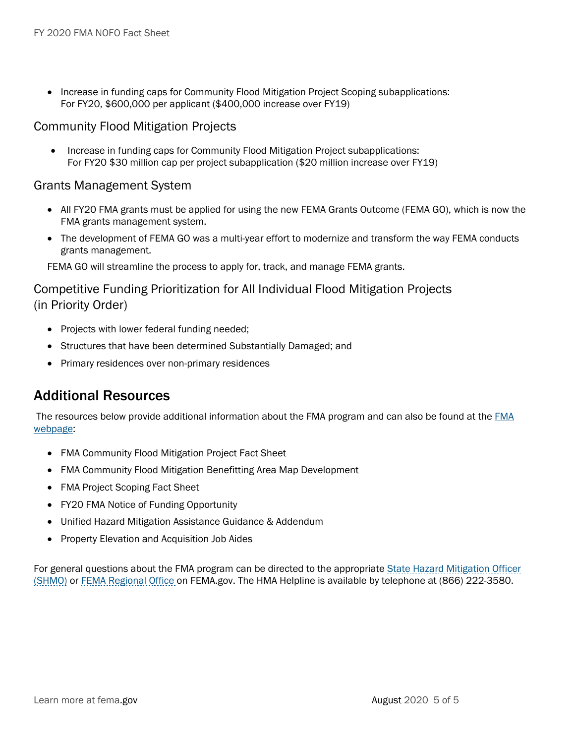- Increase in funding caps for Community Flood Mitigation Project Scoping subapplications: For FY20, $600,000 per applicant ($400,000 increase over FY19)

### Community Flood Mitigation Projects

- Increase in funding caps for Community Flood Mitigation Project subapplications: For FY20 $30 million cap per project subapplication ($20 million increase over FY19)

### Grants Management System

- All FY20 FMA grants must be applied for using the new FEMA Grants Outcome (FEMA GO), which is now the FMA grants management system.
- The development of FEMA GO was a multi-year effort to modernize and transform the way FEMA conducts grants management.

FEMA GO will streamline the process to apply for, track, and manage FEMA grants.

### Competitive Funding Prioritization for All Individual Flood Mitigation Projects (in Priority Order)

- Projects with lower federal funding needed;
- Structures that have been determined Substantially Damaged; and
- Primary residences over non-primary residences

## Additional Resources

The resources below provide additional information about the FMA program and can also be found at the FMA webpage:

- FMA Community Flood Mitigation Project Fact Sheet
- FMA Community Flood Mitigation Benefitting Area Map Development
- FMA Project Scoping Fact Sheet
- FY20 FMA Notice of Funding Opportunity
- Unified Hazard Mitigation Assistance Guidance & Addendum
- Property Elevation and Acquisition Job Aides

For general questions about the FMA program can be directed to the appropriate State Hazard Mitigation Officer (SHMO) or FEMA Regional Office on FEMA.gov. The HMA Helpline is available by telephone at (866) 222-3580.